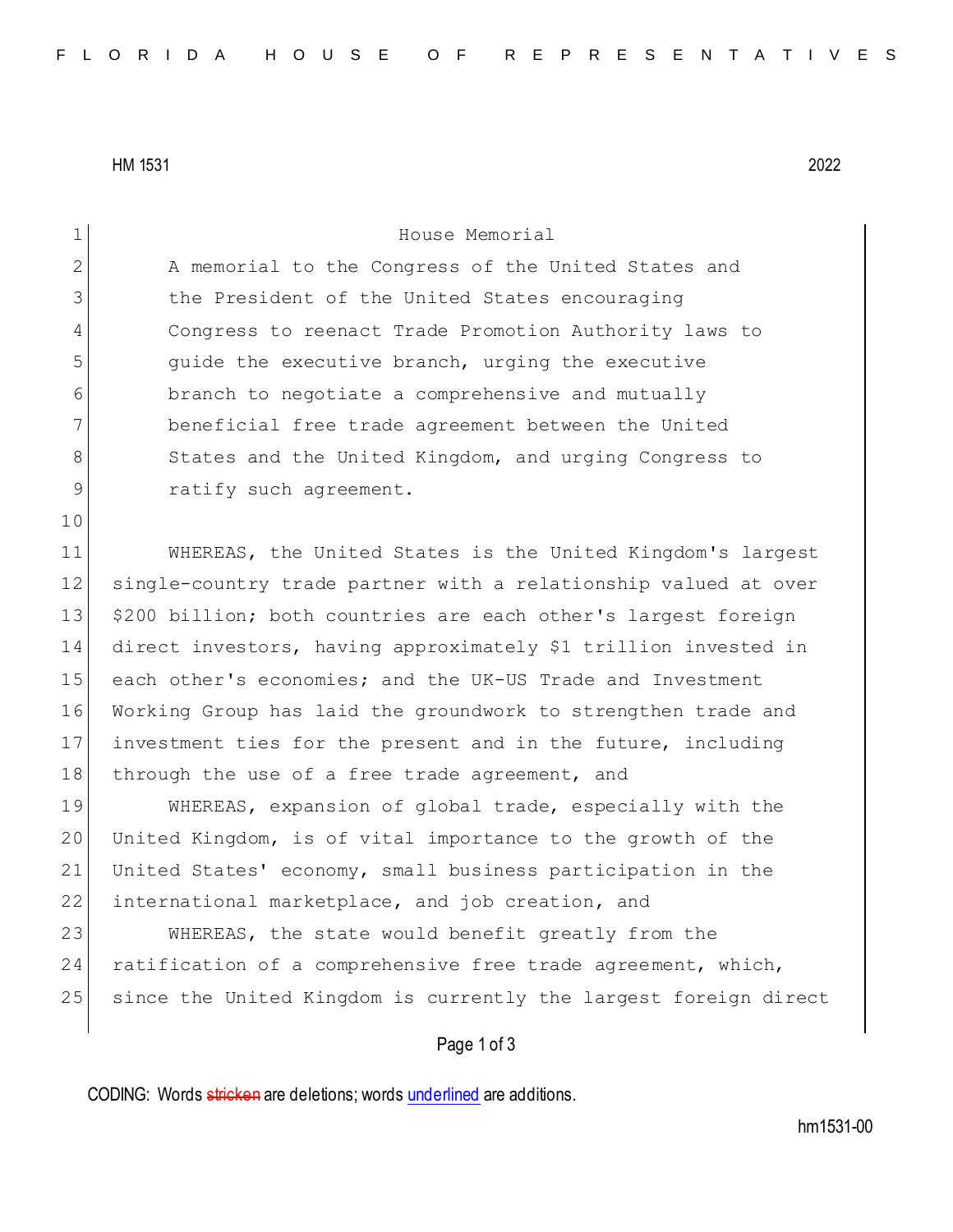HM 1531 2022

# House Memorial

A memorial to the Congress of the United States and the President of the United States encouraging Congress to reenact Trade Promotion Authority laws to guide the executive branch, urging the executive branch to negotiate a comprehensive and mutually beneficial free trade agreement between the United States and the United Kingdom, and urging Congress to ratify such agreement.

WHEREAS, the United States is the United Kingdom's largest single-country trade partner with a relationship valued at over $200 billion; both countries are each other's largest foreign direct investors, having approximately $1 trillion invested in each other's economies; and the UK-US Trade and Investment Working Group has laid the groundwork to strengthen trade and investment ties for the present and in the future, including through the use of a free trade agreement, and

WHEREAS, expansion of global trade, especially with the United Kingdom, is of vital importance to the growth of the United States' economy, small business participation in the international marketplace, and job creation, and

WHEREAS, the state would benefit greatly from the ratification of a comprehensive free trade agreement, which, since the United Kingdom is currently the largest foreign direct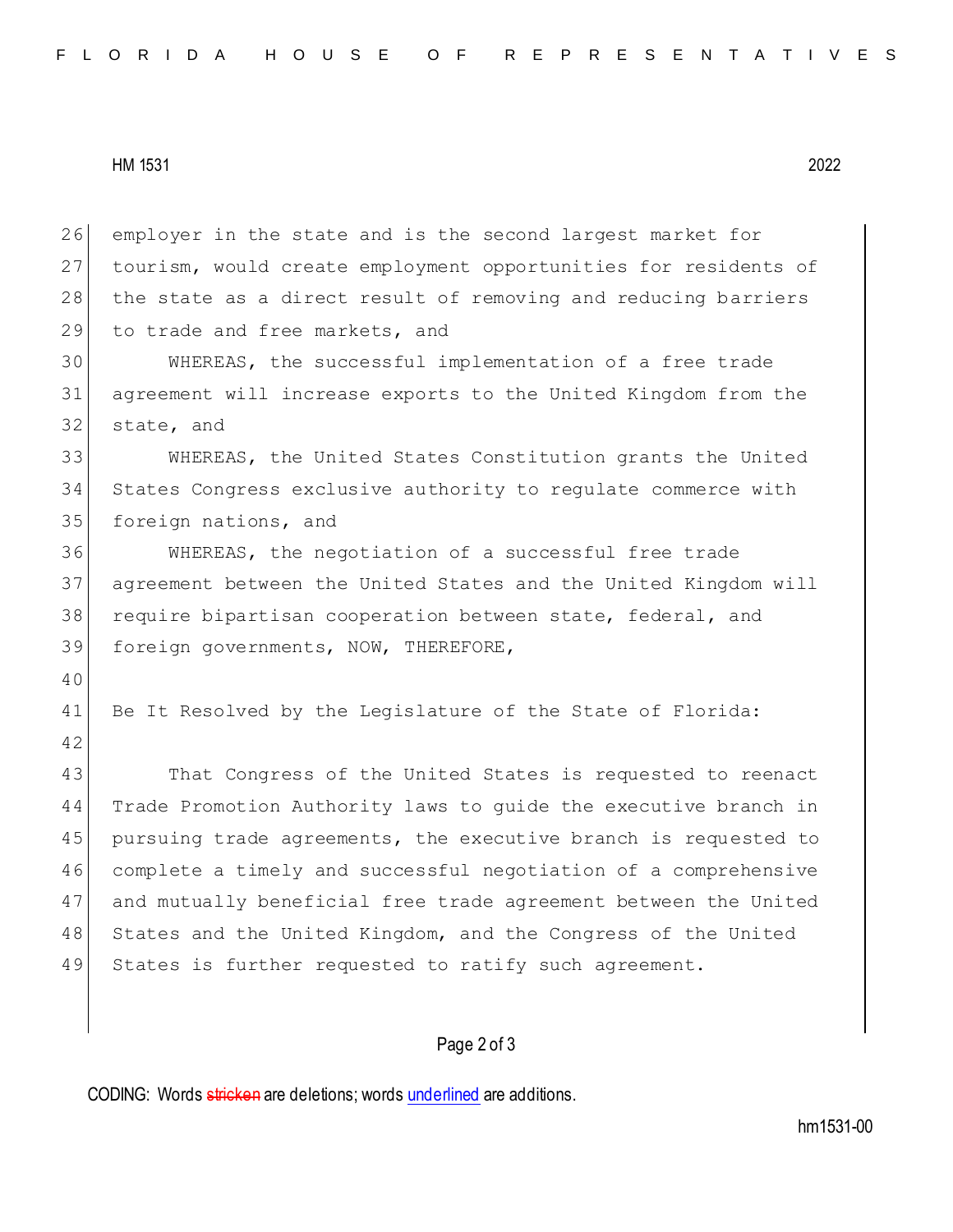employer in the state and is the second largest market for tourism, would create employment opportunities for residents of the state as a direct result of removing and reducing barriers to trade and free markets, and

WHEREAS, the successful implementation of a free trade agreement will increase exports to the United Kingdom from the state, and

WHEREAS, the United States Constitution grants the United States Congress exclusive authority to regulate commerce with foreign nations, and

WHEREAS, the negotiation of a successful free trade agreement between the United States and the United Kingdom will require bipartisan cooperation between state, federal, and foreign governments, NOW, THEREFORE,

Be It Resolved by the Legislature of the State of Florida:

That Congress of the United States is requested to reenact Trade Promotion Authority laws to guide the executive branch in pursuing trade agreements, the executive branch is requested to complete a timely and successful negotiation of a comprehensive and mutually beneficial free trade agreement between the United States and the United Kingdom, and the Congress of the United States is further requested to ratify such agreement.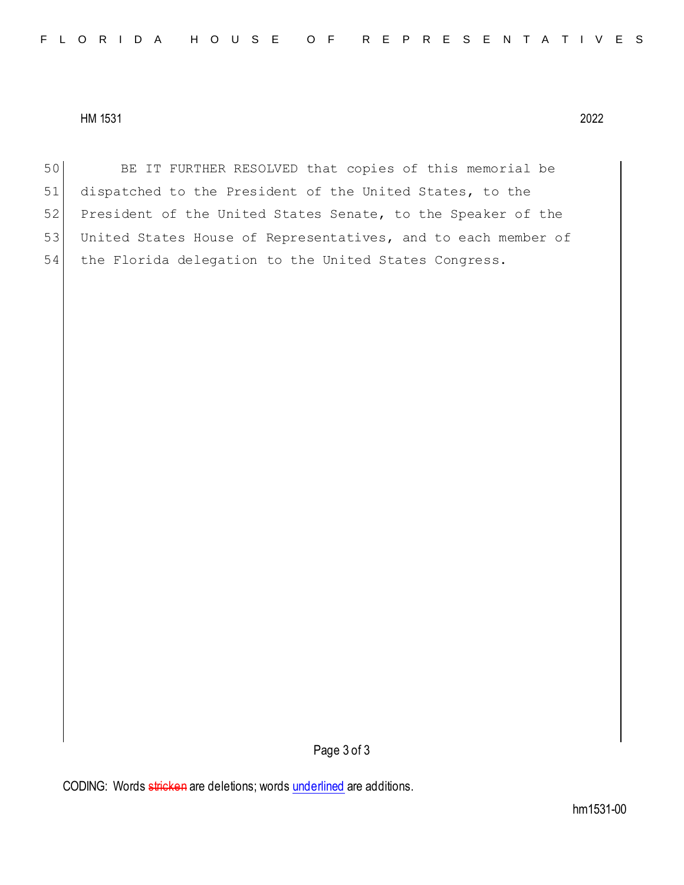BE IT FURTHER RESOLVED that copies of this memorial be dispatched to the President of the United States, to the President of the United States Senate, to the Speaker of the United States House of Representatives, and to each member of the Florida delegation to the United States Congress.